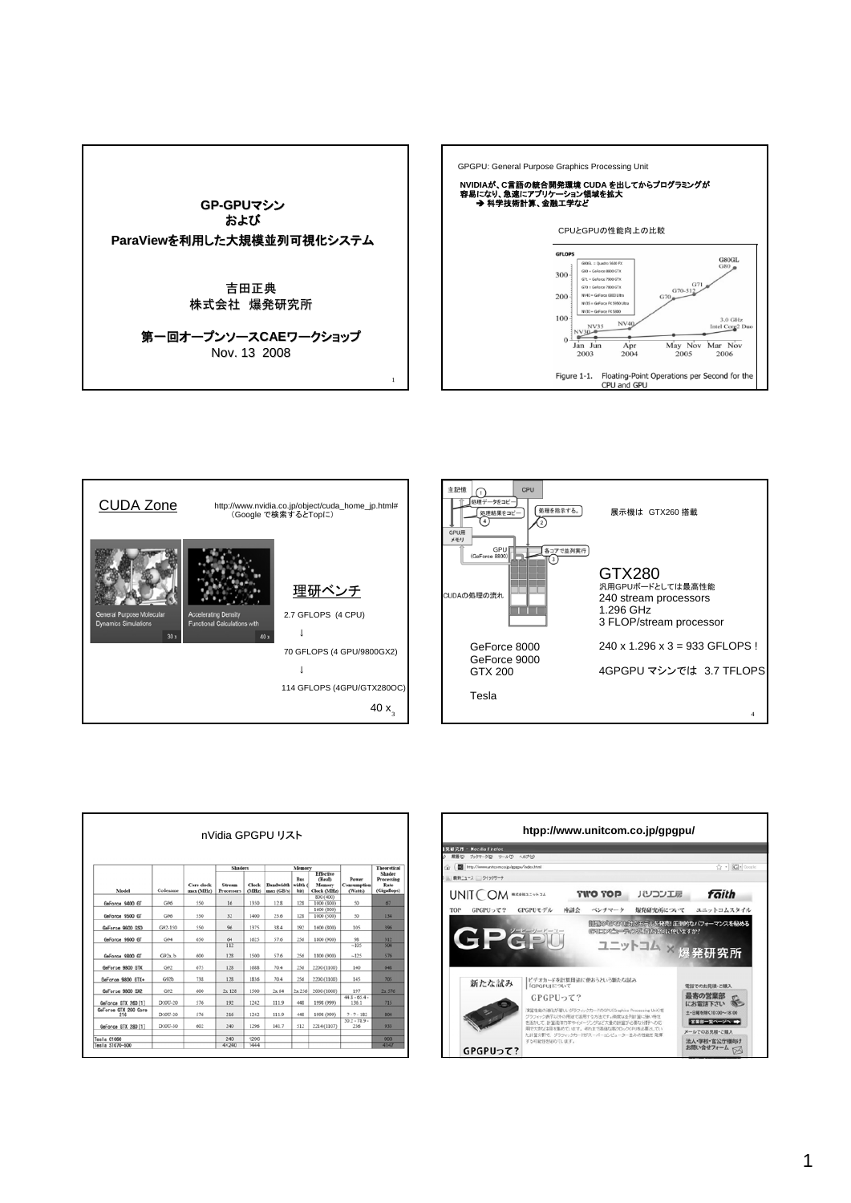## GP-GPUマシン および ParaViewを利用した大規模並列可視化システム

吉田正典
株式会社 爆発研究所

**第一回オープンソースCAEワークショップ**
Nov. 13 2008

---

GPGPU: General Purpose Graphics Processing Unit

**NVIDIAが、C言語の統合開発環境 CUDA を出してからプログラミングが容易になり、急速にアプリケーション領域を拡大**
**→ 科学技術計算、金融工学など**

CPUとGPUの性能向上の比較

Figure 1-1. Floating-Point Operations per Second for the CPU and GPU

---

CUDA Zone

http://www.nvidia.co.jp/object/cuda_home_jp.html#
（Google で検索するとTopに）

General Purpose Molecular Dynamics Simulations 30 x

Accelerating Density Functional Calculations with 40 x

理研ベンチ

2.7 GFLOPS (4 CPU)

↓

70 GFLOPS (4 GPU/9800GX2)

↓

114 GFLOPS (4GPU/GTX280OC)

40 x

---

主記憶 ① 処理データをコピー CPU
処理を指示する。②
処理結果をコピー ④
GPU用メモリ
GPU (GeForce 8800) 各コアで並列実行 ③

CUDAの処理の流れ

展示機は GTX260 搭載

GTX280
汎用GPUボードとしては最高性能
240 stream processors
1.296 GHz
3 FLOP/stream processor

GeForce 8000
GeForce 9000
GTX 200

Tesla

240 x 1.296 x 3 = 933 GFLOPS !

4GPGPU マシンでは 3.7 TFLOPS

---

nVidia GPGPU リスト

| Model | Codename | Core clock max (MHz) | Shaders: Stream Processors | Shaders: Clock (MHz) | Memory: Bandwidth max (GB/s) | Memory: Bus width (bit) | Memory: Effective (Real) Memory Clock (MHz) | Power Consumption (Watts) | Theoretical Shader Processing Rate (Gigaflops) |
|---|---|---|---|---|---|---|---|---|---|
| GeForce 9400 GT | G96 | 550 | 16 | 1350 | 12.8 | 128 | 800 (400) | 50 | 67 |
| GeForce 9500 GT | G96 | 550 | 32 | 1400 | 25.6 | 128 | 1600 (800) / 1000 (500) | 50 | 134 |
| GeForce 9600 GSO | G92-150 | 550 | 96 | 1375 | 38.4 | 192 | 1600 (800) | 105 | 396 |
| GeForce 9600 GT | G94 | 650 | 64 | 1625 | 57.6 | 256 | 1800 (900) | 95 | 312 |
| GeForce 9800 GT | G92a, b | 600 | 112 / 128 | 1500 | 57.6 | 256 | 1800 (900) | ~105 / ~125 | 504 / 576 |
| GeForce 9800 GTX | G92 | 675 | 128 | 1688 | 70.4 | 256 | 2200 (1100) | 140 | 648 |
| GeForce 9800 GTX+ | G92b | 738 | 128 | 1836 | 70.4 | 256 | 2200 (1100) | 145 | 705 |
| GeForce 9800 GX2 | G92 | 600 | 2x 128 | 1500 | 2x 64 | 2x 256 | 2000 (1000) | 197 | 2x 576 |
| GeForce GTX 260 [1] | D10U-20 | 576 | 192 | 1242 | 111.9 | 448 | 1998 (999) | 44.5 - 65.4 - 136.1 | 715 |
| GeForce GTX 260 Core 216 | D10U-20 | 576 | 216 | 1242 | 111.9 | 448 | 1998 (999) | ? - ? - 182 | 804 |
| GeForce GTX 280 [1] | D10U-30 | 602 | 240 | 1296 | 141.7 | 512 | 2214 (1107) | 30.2 - 78.9 - 236 | 933 |
| Tesla C1060 | | | 240 | 1296 | | | | | 933 |
| Tesla S1070-500 | | | 4*240 | 1444 | | | | | 4147 |

---

**httpp://www.unitcom.co.jp/gpgpu/**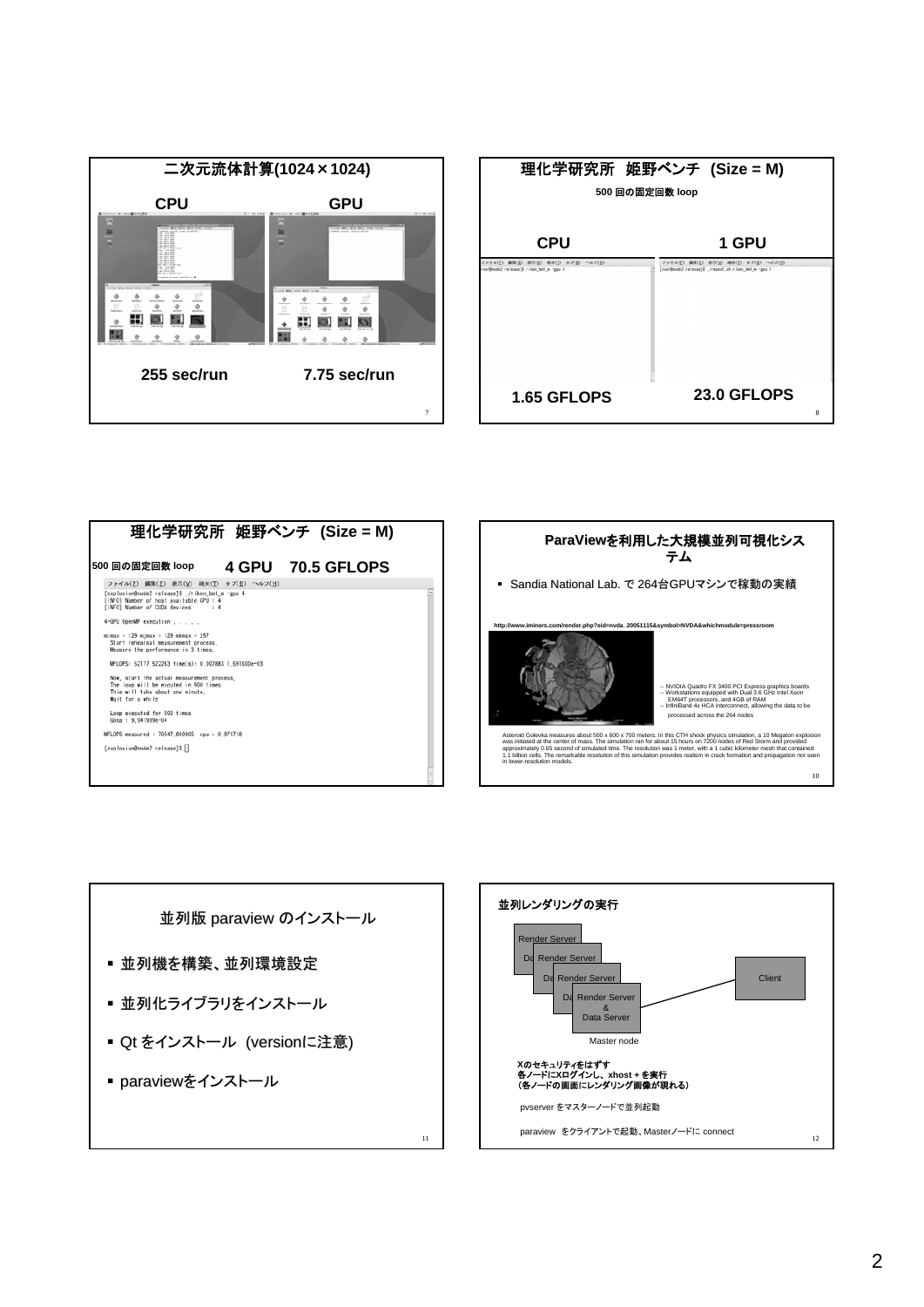## 二次元流体計算(1024×1024)

**CPU** **GPU**

**255 sec/run** **7.75 sec/run**

## 理化学研究所 姫野ベンチ (Size = M)

**500 回の固定回数 loop**

**CPU** **1 GPU**

**1.65 GFLOPS** **23.0 GFLOPS**

## 理化学研究所 姫野ベンチ (Size = M)

**500 回の固定回数 loop** **4 GPU 70.5 GFLOPS**

```
ファイル(F) 編集(E) 表示(V) 端末(T) タブ(B) ヘルプ(H)
[explosion@node2 release]$ ./riken_bmt_m -gpu 4
[INFO] Number of host available GPU : 4
[INFO] Number of CUDA devices       : 4

4-GPU OpenMP execution . . . . .

mimax = 129 mjmax = 129 mkmax = 257
 Start rehearsal measurement process.
 Measure the performance in 3 times.

 MFLOPS: 52117.522263 time(s): 0.007883 1.691600e-03

 Now, start the actual measurement process.
 The loop will be excuted in 500 times
 This will take about one minute.
 Wait for a while

 Loop executed for 500 times
 Gosa : 9.941999e-04

MFLOPS measured : 70547.860905  cpu : 0.971718

[explosion@node2 release]$
```

## ParaViewを利用した大規模並列可視化システム

- Sandia National Lab. で 264台GPUマシンで稼動の実績

http://www.iminers.com/render.php?eid=nvda_20051115&symbol=NVDA&whichmodule=pressroom

-- NVIDIA Quadro FX 3400 PCI Express graphics boards
-- Workstations equipped with Dual 3.6 GHz Intel Xeon EM64T processors, and 4GB of RAM
-- InfiniBand 4x HCA interconnect, allowing the data to be processed across the 264 nodes

Asteroid Golevka measures about 500 x 600 x 700 meters. In this CTH shock physics simulation, a 10 Megaton explosion was initiated at the center of mass. The simulation ran for about 15 hours on 7200 nodes of Red Storm and provided approximately 0.65 second of simulated time. The resolution was 1 meter, with a 1 cubic kilometer mesh that contained 1.1 billion cells. The remarkable resolution of this simulation provides realism in crack formation and propagation not seen in lower-resolution models.

## 並列版 paraview のインストール

- 並列機を構築、並列環境設定
- 並列化ライブラリをインストール
- Qt をインストール (versionに注意)
- paraviewをインストール

## 並列レンダリングの実行

Render Server & Data Server (×4)

Client

Master node

**Xのセキュリティをはずす**
**各ノードにXログインし、xhost + を実行**
**(各ノードの画面にレンダリング画像が現れる)**

pvserver をマスターノードで並列起動

paraview をクライアントで起動、Masterノードに connect